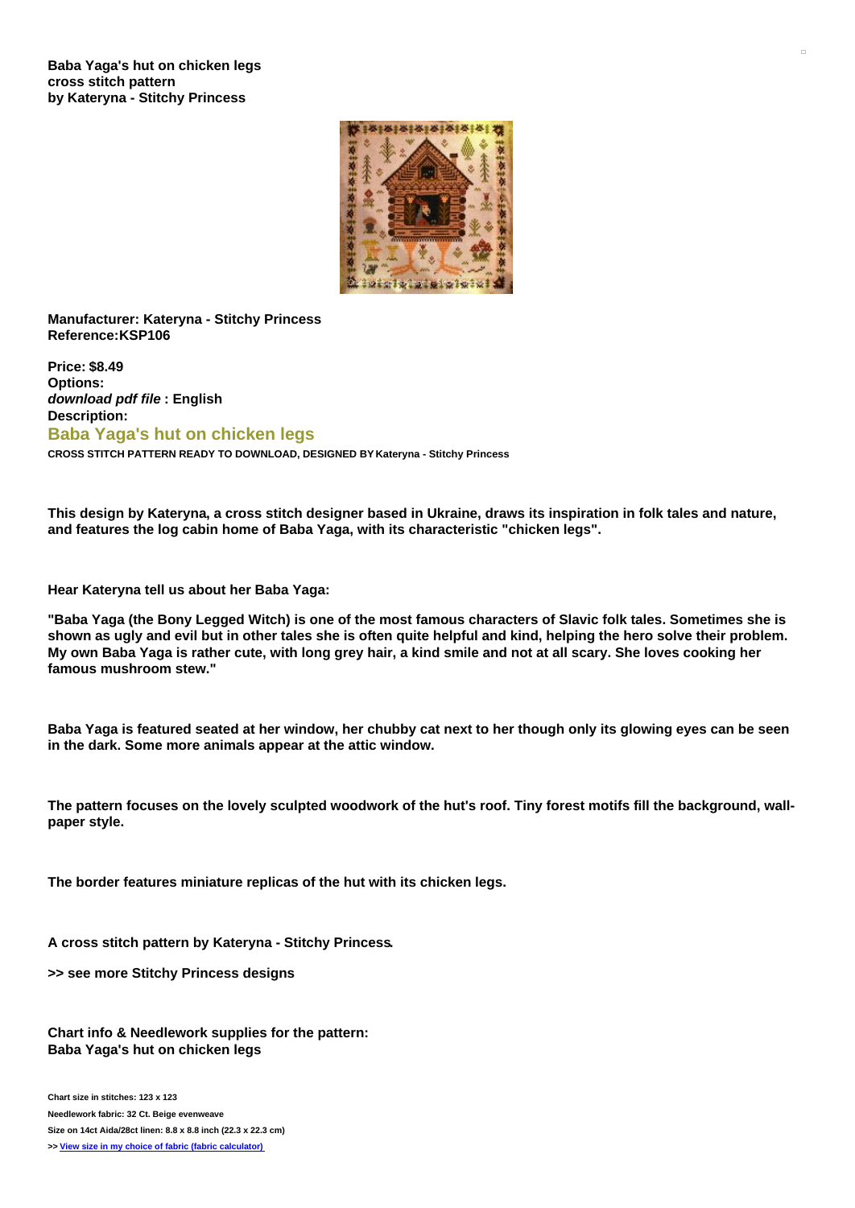**Baba Yaga's hut on chicken legs**
**cross stitch pattern**
**by Kateryna - Stitchy Princess**

**Manufacturer: Kateryna - Stitchy Princess**
**Reference:KSP106**

**Price: $8.49**
**Options:**
***download pdf file* : English**
**Description:**

## Baba Yaga's hut on chicken legs

**CROSS STITCH PATTERN READY TO DOWNLOAD, DESIGNED BY Kateryna - Stitchy Princess**

**This design by Kateryna, a cross stitch designer based in Ukraine, draws its inspiration in folk tales and nature, and features the log cabin home of Baba Yaga, with its characteristic "chicken legs".**

**Hear Kateryna tell us about her Baba Yaga:**

**"Baba Yaga (the Bony Legged Witch) is one of the most famous characters of Slavic folk tales. Sometimes she is shown as ugly and evil but in other tales she is often quite helpful and kind, helping the hero solve their problem. My own Baba Yaga is rather cute, with long grey hair, a kind smile and not at all scary. She loves cooking her famous mushroom stew."**

**Baba Yaga is featured seated at her window, her chubby cat next to her though only its glowing eyes can be seen in the dark. Some more animals appear at the attic window.**

**The pattern focuses on the lovely sculpted woodwork of the hut's roof. Tiny forest motifs fill the background, wall-paper style.**

**The border features miniature replicas of the hut with its chicken legs.**

**A cross stitch pattern by Kateryna - Stitchy Princess.**

**>> see more Stitchy Princess designs**

**Chart info & Needlework supplies for the pattern:**
**Baba Yaga's hut on chicken legs**

**Chart size in stitches: 123 x 123**
**Needlework fabric: 32 Ct. Beige evenweave**
**Size on 14ct Aida/28ct linen: 8.8 x 8.8 inch (22.3 x 22.3 cm)**
**>> View size in my choice of fabric (fabric calculator)**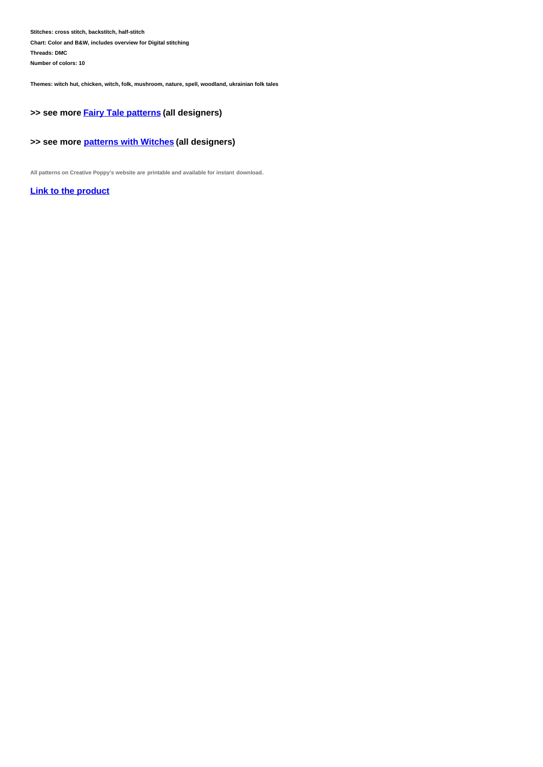**Stitches: cross stitch, backstitch, half-stitch**

**Chart: Color and B&W, includes overview for Digital stitching**

**Threads: DMC**

**Number of colors: 10**

**Themes: witch hut, chicken, witch, folk, mushroom, nature, spell, woodland, ukrainian folk tales**

### >> see more [Fairy Tale patterns](#) (all designers)

### >> see more [patterns with Witches](#) (all designers)

All patterns on Creative Poppy's website are printable and available for instant download.

**[Link to the product](#)**